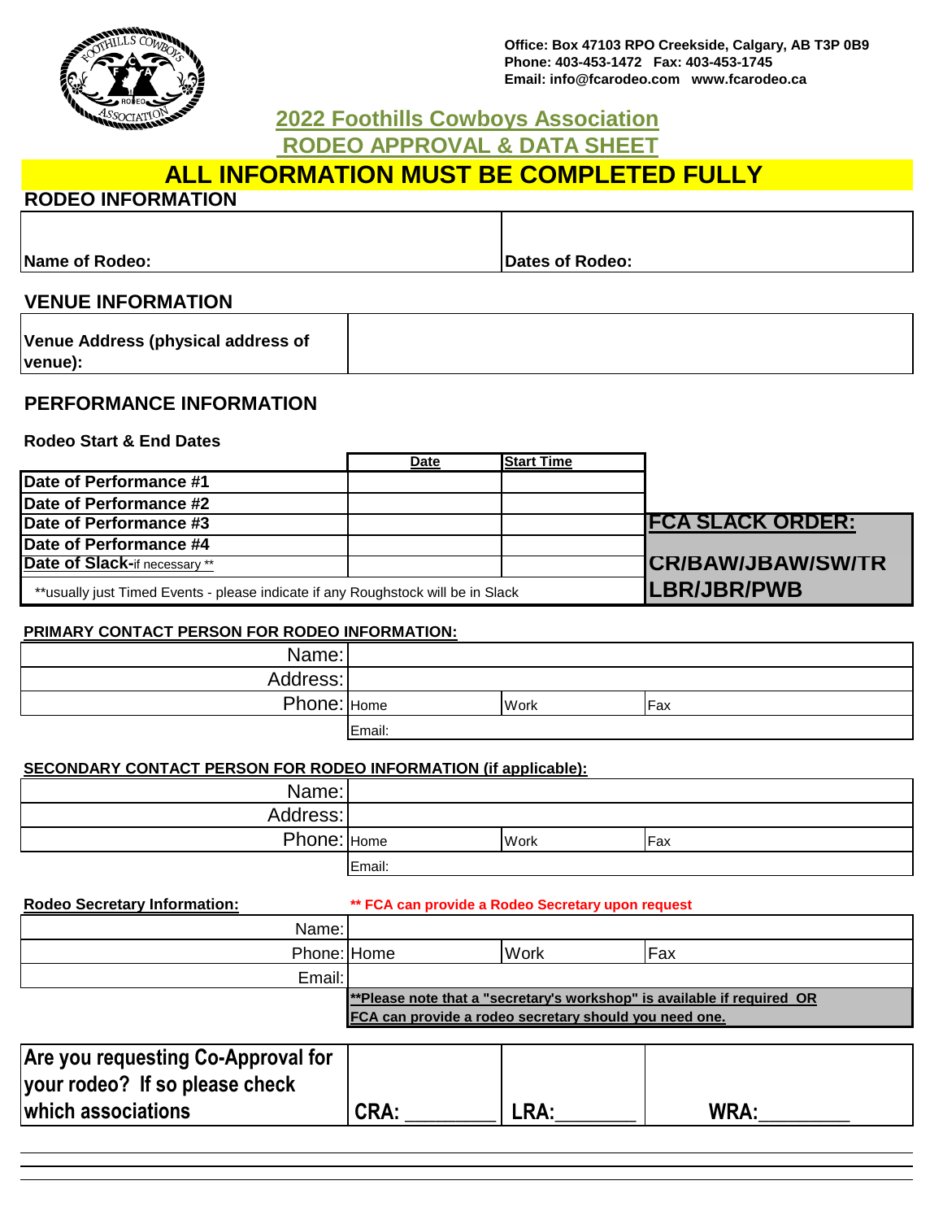Office: Box 47103 RPO Creekside, Calgary, AB T3P 0B9
Phone: 403-453-1472 Fax: 403-453-1745
Email: info@fcarodeo.com www.fcarodeo.ca

# 2022 Foothills Cowboys Association
# RODEO APPROVAL & DATA SHEET

## ALL INFORMATION MUST BE COMPLETED FULLY

### RODEO INFORMATION

| Name of Rodeo: | Dates of Rodeo: |
|---|---|

### VENUE INFORMATION

| Venue Address (physical address of venue): | |
|---|---|

### PERFORMANCE INFORMATION

**Rodeo Start & End Dates**

| | Date | Start Time |
|---|---|---|
| Date of Performance #1 | | |
| Date of Performance #2 | | |
| Date of Performance #3 | | |
| Date of Performance #4 | | |
| Date of Slack-if necessary ** | | |

**usually just Timed Events - please indicate if any Roughstock will be in Slack

**FCA SLACK ORDER:**
**CR/BAW/JBAW/SW/TR**
**LBR/JBR/PWB**

**PRIMARY CONTACT PERSON FOR RODEO INFORMATION:**

| | | | |
|---|---|---|---|
| Name: | | | |
| Address: | | | |
| Phone: | Home | Work | Fax |
| | Email: | | |

**SECONDARY CONTACT PERSON FOR RODEO INFORMATION (if applicable):**

| | | | |
|---|---|---|---|
| Name: | | | |
| Address: | | | |
| Phone: | Home | Work | Fax |
| | Email: | | |

**Rodeo Secretary Information:** ** FCA can provide a Rodeo Secretary upon request

| | | | |
|---|---|---|---|
| Name: | | | |
| Phone: | Home | Work | Fax |
| Email: | | | |

**Please note that a "secretary's workshop" is available if required OR FCA can provide a rodeo secretary should you need one.

| Are you requesting Co-Approval for your rodeo? If so please check which associations | CRA: ________ | LRA: ________ | WRA: ________ |
|---|---|---|---|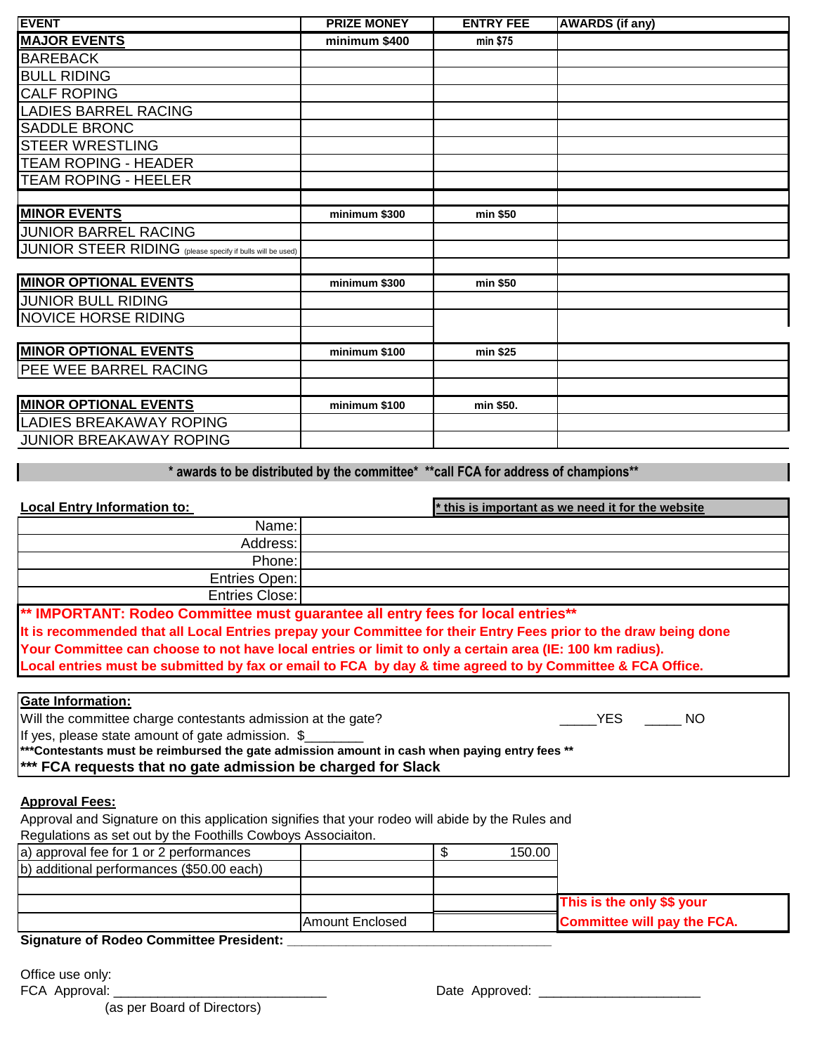| EVENT | PRIZE MONEY | ENTRY FEE | AWARDS (if any) |
|---|---|---|---|
| **MAJOR EVENTS** | **minimum $400** | **min $75** | |
| BAREBACK | | | |
| BULL RIDING | | | |
| CALF ROPING | | | |
| LADIES BARREL RACING | | | |
| SADDLE BRONC | | | |
| STEER WRESTLING | | | |
| TEAM ROPING - HEADER | | | |
| TEAM ROPING - HEELER | | | |
| | | | |
| **MINOR EVENTS** | **minimum $300** | **min $50** | |
| JUNIOR BARREL RACING | | | |
| JUNIOR STEER RIDING (please specify if bulls will be used) | | | |
| | | | |
| **MINOR OPTIONAL EVENTS** | **minimum $300** | **min $50** | |
| JUNIOR BULL RIDING | | | |
| NOVICE HORSE RIDING | | | |
| | | | |
| **MINOR OPTIONAL EVENTS** | **minimum $100** | **min $25** | |
| PEE WEE BARREL RACING | | | |
| | | | |
| **MINOR OPTIONAL EVENTS** | **minimum $100** | **min $50.** | |
| LADIES BREAKAWAY ROPING | | | |
| JUNIOR BREAKAWAY ROPING | | | |

**\* awards to be distributed by the committee\* \*\*call FCA for address of champions\*\***

**Local Entry Information to:** **\* this is important as we need it for the website**

| | |
|---|---|
| Name: | |
| Address: | |
| Phone: | |
| Entries Open: | |
| Entries Close: | |

**\*\* IMPORTANT: Rodeo Committee must guarantee all entry fees for local entries\*\***

**It is recommended that all Local Entries prepay your Committee for their Entry Fees prior to the draw being done**

**Your Committee can choose to not have local entries or limit to only a certain area (IE: 100 km radius).**

**Local entries must be submitted by fax or email to FCA by day & time agreed to by Committee & FCA Office.**

**Gate Information:**

Will the committee charge contestants admission at the gate? _____YES _____ NO

If yes, please state amount of gate admission. $________

**\*\*\*Contestants must be reimbursed the gate admission amount in cash when paying entry fees \*\***

**\*\*\* FCA requests that no gate admission be charged for Slack**

**Approval Fees:**

Approval and Signature on this application signifies that your rodeo will abide by the Rules and Regulations as set out by the Foothills Cowboys Associaiton.

| | | |
|---|---|---|
| a) approval fee for 1 or 2 performances | | $ 150.00 |
| b) additional performances ($50.00 each) | | |
| | | |
| | | |
| | Amount Enclosed | |

**This is the only $$ your Committee will pay the FCA.**

**Signature of Rodeo Committee President:** ____________________________________

Office use only:

FCA Approval: _____________________________ Date Approved: ______________________

(as per Board of Directors)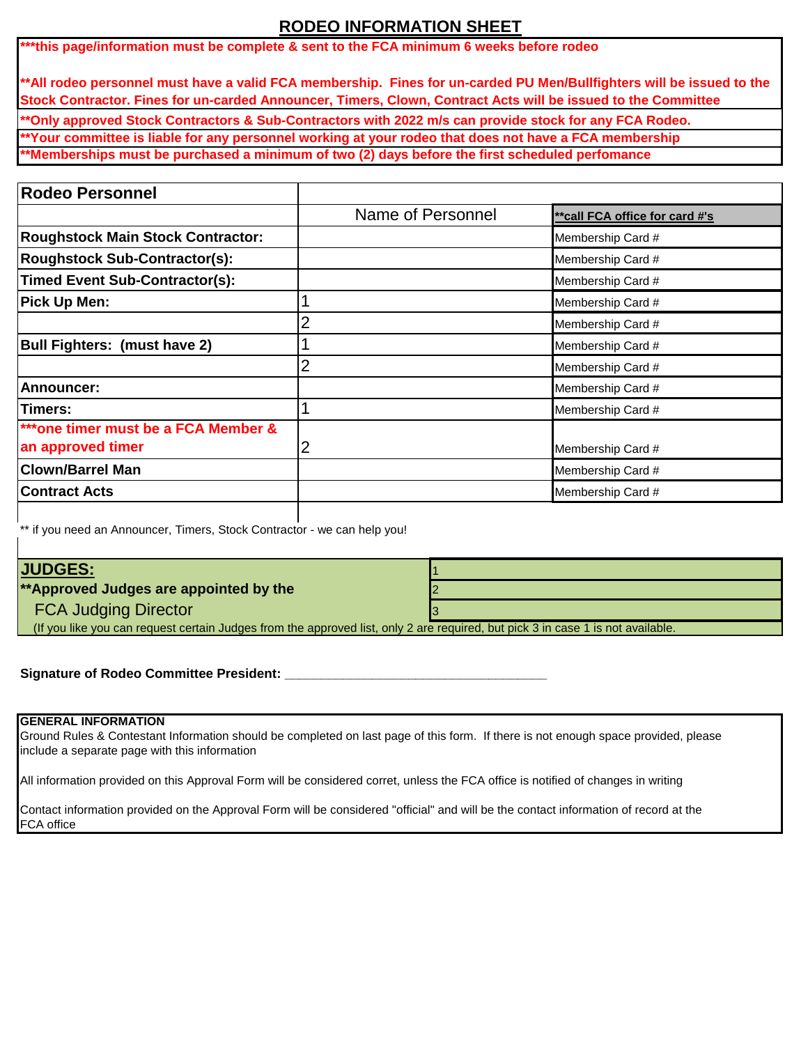# RODEO INFORMATION SHEET

***this page/information must be complete & sent to the FCA minimum 6 weeks before rodeo

**All rodeo personnel must have a valid FCA membership. Fines for un-carded PU Men/Bullfighters will be issued to the Stock Contractor. Fines for un-carded Announcer, Timers, Clown, Contract Acts will be issued to the Committee

**Only approved Stock Contractors & Sub-Contractors with 2022 m/s can provide stock for any FCA Rodeo.

**Your committee is liable for any personnel working at your rodeo that does not have a FCA membership

**Memberships must be purchased a minimum of two (2) days before the first scheduled perfomance

| **Rodeo Personnel** | | |
|---|---|---|
| | Name of Personnel | **call FCA office for card #'s |
| **Roughstock Main Stock Contractor:** | | Membership Card # |
| **Roughstock Sub-Contractor(s):** | | Membership Card # |
| **Timed Event Sub-Contractor(s):** | | Membership Card # |
| **Pick Up Men:** | 1 | Membership Card # |
| | 2 | Membership Card # |
| **Bull Fighters: (must have 2)** | 1 | Membership Card # |
| | 2 | Membership Card # |
| **Announcer:** | | Membership Card # |
| **Timers:** | 1 | Membership Card # |
| ***one timer must be a FCA Member & an approved timer | 2 | Membership Card # |
| **Clown/Barrel Man** | | Membership Card # |
| **Contract Acts** | | Membership Card # |

** if you need an Announcer, Timers, Stock Contractor - we can help you!

| **JUDGES:** | 1 |
|---|---|
| **Approved Judges are appointed by the | 2 |
| FCA Judging Director | 3 |

(If you like you can request certain Judges from the approved list, only 2 are required, but pick 3 in case 1 is not available.

**Signature of Rodeo Committee President:** ___________________________________

**GENERAL INFORMATION**

Ground Rules & Contestant Information should be completed on last page of this form. If there is not enough space provided, please include a separate page with this information

All information provided on this Approval Form will be considered corret, unless the FCA office is notified of changes in writing

Contact information provided on the Approval Form will be considered "official" and will be the contact information of record at the FCA office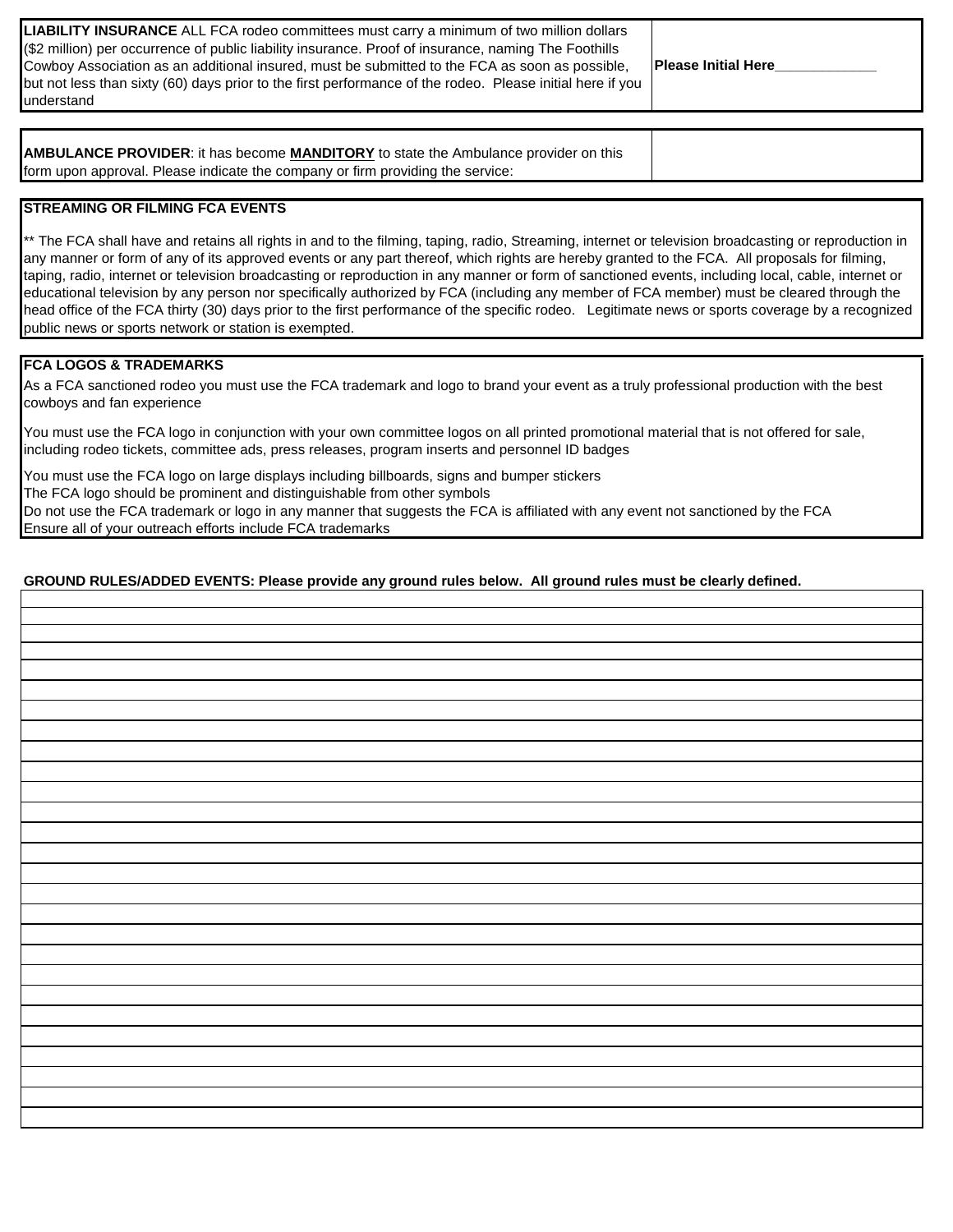| **LIABILITY INSURANCE** ALL FCA rodeo committees must carry a minimum of two million dollars ($2 million) per occurrence of public liability insurance. Proof of insurance, naming The Foothills Cowboy Association as an additional insured, must be submitted to the FCA as soon as possible, but not less than sixty (60) days prior to the first performance of the rodeo. Please initial here if you understand | **Please Initial Here**_____________ |
|---|---|

| **AMBULANCE PROVIDER**: it has become **MANDITORY** to state the Ambulance provider on this form upon approval. Please indicate the company or firm providing the service: | |
|---|---|

**STREAMING OR FILMING FCA EVENTS**

** The FCA shall have and retains all rights in and to the filming, taping, radio, Streaming, internet or television broadcasting or reproduction in any manner or form of any of its approved events or any part thereof, which rights are hereby granted to the FCA. All proposals for filming, taping, radio, internet or television broadcasting or reproduction in any manner or form of sanctioned events, including local, cable, internet or educational television by any person nor specifically authorized by FCA (including any member of FCA member) must be cleared through the head office of the FCA thirty (30) days prior to the first performance of the specific rodeo. Legitimate news or sports coverage by a recognized public news or sports network or station is exempted.

**FCA LOGOS & TRADEMARKS**

As a FCA sanctioned rodeo you must use the FCA trademark and logo to brand your event as a truly professional production with the best cowboys and fan experience

You must use the FCA logo in conjunction with your own committee logos on all printed promotional material that is not offered for sale, including rodeo tickets, committee ads, press releases, program inserts and personnel ID badges

You must use the FCA logo on large displays including billboards, signs and bumper stickers
The FCA logo should be prominent and distinguishable from other symbols
Do not use the FCA trademark or logo in any manner that suggests the FCA is affiliated with any event not sanctioned by the FCA
Ensure all of your outreach efforts include FCA trademarks

**GROUND RULES/ADDED EVENTS: Please provide any ground rules below. All ground rules must be clearly defined.**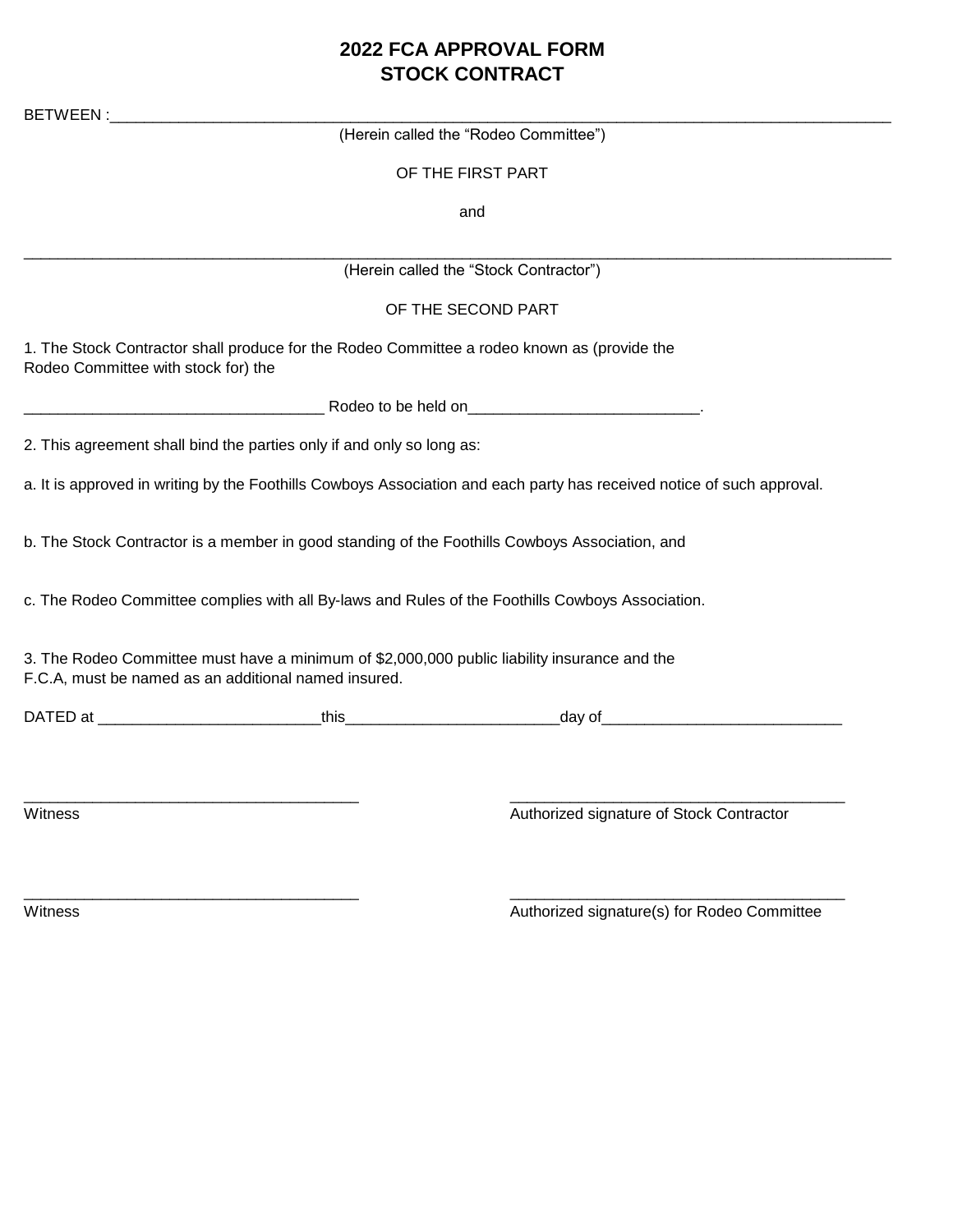# 2022 FCA APPROVAL FORM
# STOCK CONTRACT

BETWEEN :_______________________________________________________________________________________

(Herein called the "Rodeo Committee")

OF THE FIRST PART

and

_______________________________________________________________________________________

(Herein called the "Stock Contractor")

OF THE SECOND PART

1. The Stock Contractor shall produce for the Rodeo Committee a rodeo known as (provide the Rodeo Committee with stock for) the

___________________________________ Rodeo to be held on__________________________.

2. This agreement shall bind the parties only if and only so long as:

a. It is approved in writing by the Foothills Cowboys Association and each party has received notice of such approval.

b. The Stock Contractor is a member in good standing of the Foothills Cowboys Association, and

c. The Rodeo Committee complies with all By-laws and Rules of the Foothills Cowboys Association.

3. The Rodeo Committee must have a minimum of $2,000,000 public liability insurance and the F.C.A, must be named as an additional named insured.

DATED at _________________________this________________________day of___________________________

_______________________________________ Witness

_______________________________________ Authorized signature of Stock Contractor

_______________________________________ Witness

_______________________________________ Authorized signature(s) for Rodeo Committee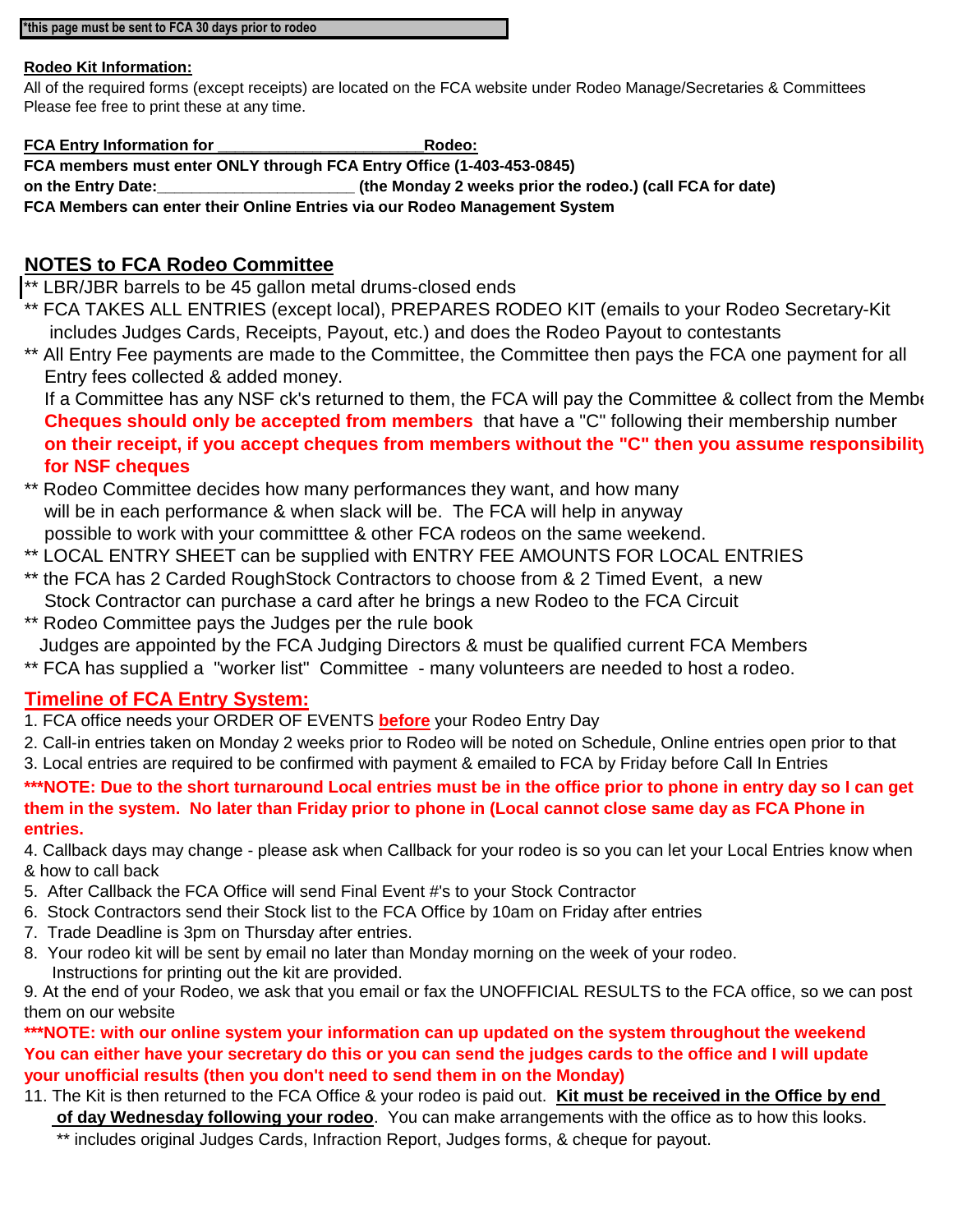**\*this page must be sent to FCA 30 days prior to rodeo**

**Rodeo Kit Information:**

All of the required forms (except receipts) are located on the FCA website under Rodeo Manage/Secretaries & Committees
Please fee free to print these at any time.

**FCA Entry Information for \_\_\_\_\_\_\_\_\_\_\_\_\_\_\_\_\_\_\_\_\_\_\_\_Rodeo:**

**FCA members must enter ONLY through FCA Entry Office (1-403-453-0845)**

**on the Entry Date:\_\_\_\_\_\_\_\_\_\_\_\_\_\_\_\_\_\_\_\_\_\_ (the Monday 2 weeks prior the rodeo.) (call FCA for date)**

**FCA Members can enter their Online Entries via our Rodeo Management System**

## NOTES to FCA Rodeo Committee

** LBR/JBR barrels to be 45 gallon metal drums-closed ends

** FCA TAKES ALL ENTRIES (except local), PREPARES RODEO KIT (emails to your Rodeo Secretary-Kit includes Judges Cards, Receipts, Payout, etc.) and does the Rodeo Payout to contestants

** All Entry Fee payments are made to the Committee, the Committee then pays the FCA one payment for all Entry fees collected & added money.
If a Committee has any NSF ck's returned to them, the FCA will pay the Committee & collect from the Membe
**Cheques should only be accepted from members** that have a "C" following their membership number **on their receipt, if you accept cheques from members without the "C" then you assume responsibility for NSF cheques**

** Rodeo Committee decides how many performances they want, and how many will be in each performance & when slack will be. The FCA will help in anyway possible to work with your committtee & other FCA rodeos on the same weekend.

** LOCAL ENTRY SHEET can be supplied with ENTRY FEE AMOUNTS FOR LOCAL ENTRIES

** the FCA has 2 Carded RoughStock Contractors to choose from & 2 Timed Event, a new Stock Contractor can purchase a card after he brings a new Rodeo to the FCA Circuit

** Rodeo Committee pays the Judges per the rule book
Judges are appointed by the FCA Judging Directors & must be qualified current FCA Members

** FCA has supplied a "worker list" Committee - many volunteers are needed to host a rodeo.

## Timeline of FCA Entry System:

1. FCA office needs your ORDER OF EVENTS **before** your Rodeo Entry Day
2. Call-in entries taken on Monday 2 weeks prior to Rodeo will be noted on Schedule, Online entries open prior to that
3. Local entries are required to be confirmed with payment & emailed to FCA by Friday before Call In Entries

**\*\*\*NOTE: Due to the short turnaround Local entries must be in the office prior to phone in entry day so I can get them in the system. No later than Friday prior to phone in (Local cannot close same day as FCA Phone in entries.**

4. Callback days may change - please ask when Callback for your rodeo is so you can let your Local Entries know when & how to call back
5. After Callback the FCA Office will send Final Event #'s to your Stock Contractor
6. Stock Contractors send their Stock list to the FCA Office by 10am on Friday after entries
7. Trade Deadline is 3pm on Thursday after entries.
8. Your rodeo kit will be sent by email no later than Monday morning on the week of your rodeo.
   Instructions for printing out the kit are provided.
9. At the end of your Rodeo, we ask that you email or fax the UNOFFICIAL RESULTS to the FCA office, so we can post them on our website

**\*\*\*NOTE: with our online system your information can up updated on the system throughout the weekend You can either have your secretary do this or you can send the judges cards to the office and I will update your unofficial results (then you don't need to send them in on the Monday)**

11. The Kit is then returned to the FCA Office & your rodeo is paid out. **Kit must be received in the Office by end of day Wednesday following your rodeo**. You can make arrangements with the office as to how this looks.
    ** includes original Judges Cards, Infraction Report, Judges forms, & cheque for payout.